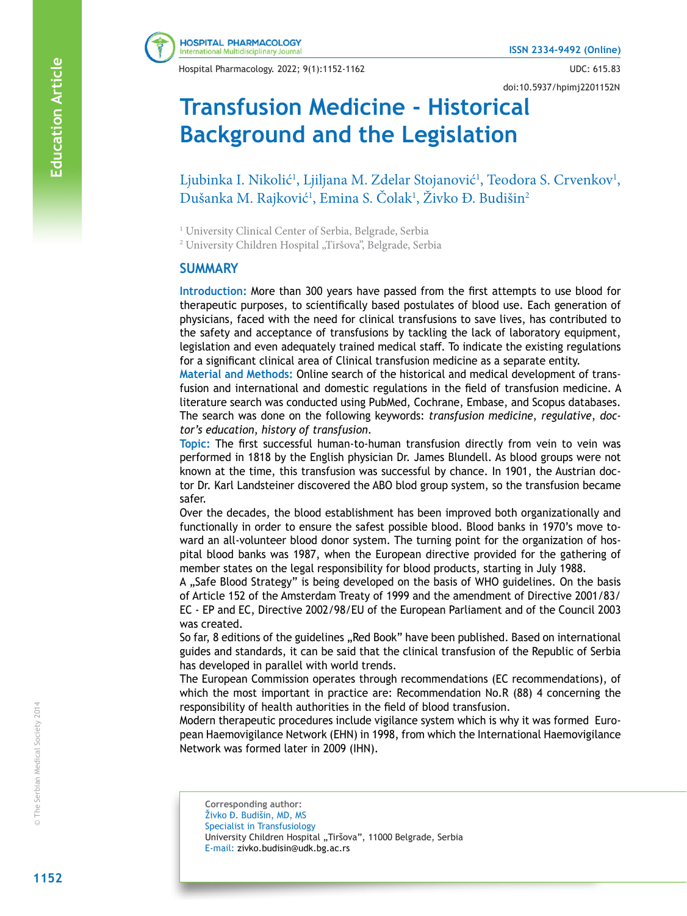# Transfusion Medicine - Historical Background and the Legislation

Ljubinka I. Nikolić[1], Ljiljana M. Zdelar Stojanović[1], Teodora S. Crvenkov[1], Dušanka M. Rajković[1], Emina S. Čolak[1], Živko Đ. Budišin[2]

[1] University Clinical Center of Serbia, Belgrade, Serbia
[2] University Children Hospital „Tiršova", Belgrade, Serbia

## SUMMARY

**Introduction:** More than 300 years have passed from the first attempts to use blood for therapeutic purposes, to scientifically based postulates of blood use. Each generation of physicians, faced with the need for clinical transfusions to save lives, has contributed to the safety and acceptance of transfusions by tackling the lack of laboratory equipment, legislation and even adequately trained medical staff. To indicate the existing regulations for a significant clinical area of Clinical transfusion medicine as a separate entity.

**Material and Methods:** Online search of the historical and medical development of transfusion and international and domestic regulations in the field of transfusion medicine. A literature search was conducted using PubMed, Cochrane, Embase, and Scopus databases. The search was done on the following keywords: *transfusion medicine*, *regulative*, *doctor's education*, *history of transfusion*.

**Topic:** The first successful human-to-human transfusion directly from vein to vein was performed in 1818 by the English physician Dr. James Blundell. As blood groups were not known at the time, this transfusion was successful by chance. In 1901, the Austrian doctor Dr. Karl Landsteiner discovered the ABO blod group system, so the transfusion became safer.

Over the decades, the blood establishment has been improved both organizationally and functionally in order to ensure the safest possible blood. Blood banks in 1970's move toward an all-volunteer blood donor system. The turning point for the organization of hospital blood banks was 1987, when the European directive provided for the gathering of member states on the legal responsibility for blood products, starting in July 1988.

A „Safe Blood Strategy" is being developed on the basis of WHO guidelines. On the basis of Article 152 of the Amsterdam Treaty of 1999 and the amendment of Directive 2001/83/EC - EP and EC, Directive 2002/98/EU of the European Parliament and of the Council 2003 was created.

So far, 8 editions of the guidelines „Red Book" have been published. Based on international guides and standards, it can be said that the clinical transfusion of the Republic of Serbia has developed in parallel with world trends.

The European Commission operates through recommendations (EC recommendations), of which the most important in practice are: Recommendation No.R (88) 4 concerning the responsibility of health authorities in the field of blood transfusion.

Modern therapeutic procedures include vigilance system which is why it was formed European Haemovigilance Network (EHN) in 1998, from which the International Haemovigilance Network was formed later in 2009 (IHN).

**Corresponding author:**
Živko Đ. Budišin, MD, MS
Specialist in Transfusiology
University Children Hospital „Tiršova", 11000 Belgrade, Serbia
E-mail: zivko.budisin@udk.bg.ac.rs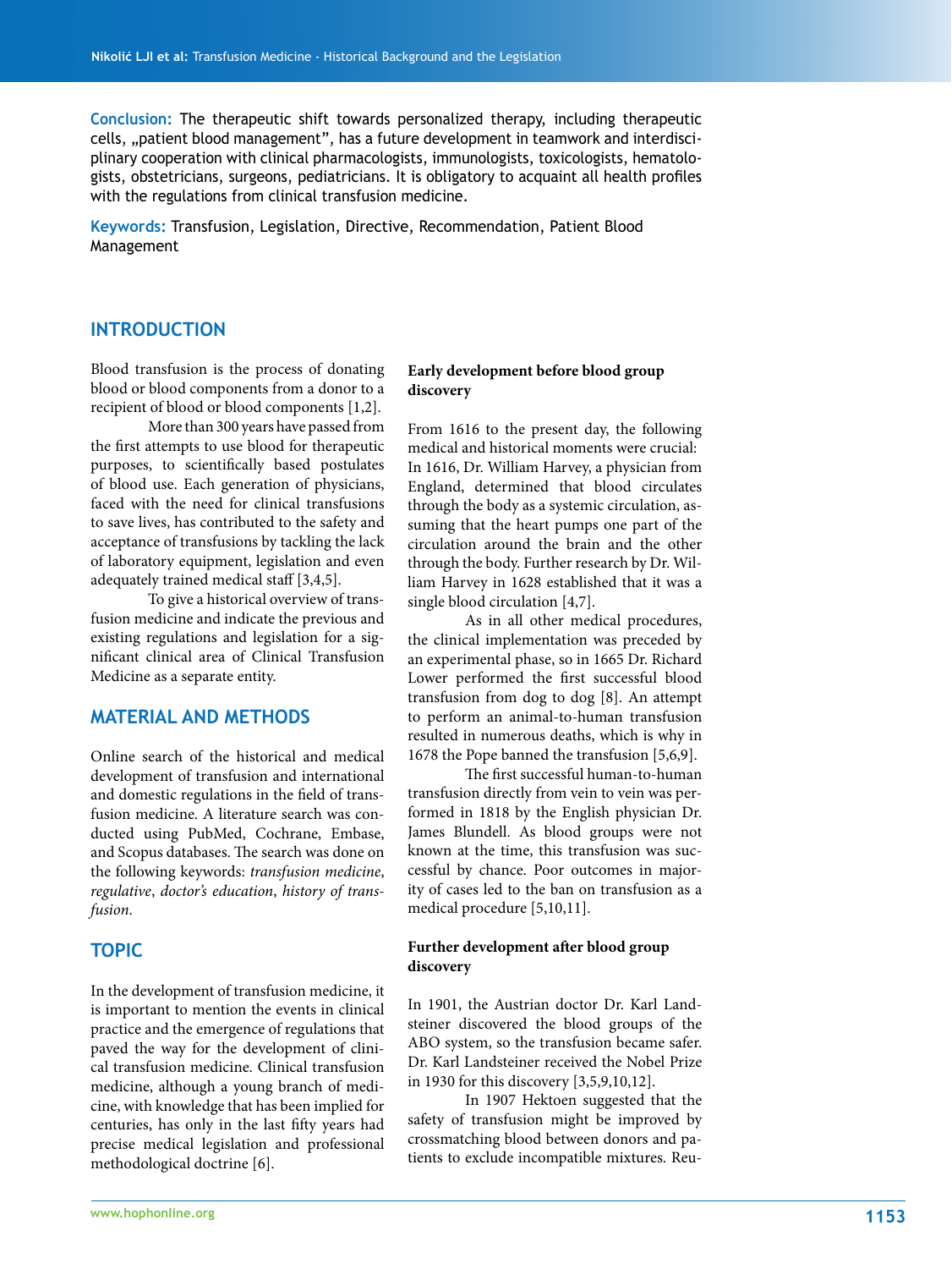**Conclusion:** The therapeutic shift towards personalized therapy, including therapeutic cells, „patient blood management", has a future development in teamwork and interdisciplinary cooperation with clinical pharmacologists, immunologists, toxicologists, hematologists, obstetricians, surgeons, pediatricians. It is obligatory to acquaint all health profiles with the regulations from clinical transfusion medicine.

**Keywords:** Transfusion, Legislation, Directive, Recommendation, Patient Blood Management

## INTRODUCTION

Blood transfusion is the process of donating blood or blood components from a donor to a recipient of blood or blood components [1,2].

More than 300 years have passed from the first attempts to use blood for therapeutic purposes, to scientifically based postulates of blood use. Each generation of physicians, faced with the need for clinical transfusions to save lives, has contributed to the safety and acceptance of transfusions by tackling the lack of laboratory equipment, legislation and even adequately trained medical staff [3,4,5].

To give a historical overview of transfusion medicine and indicate the previous and existing regulations and legislation for a significant clinical area of Clinical Transfusion Medicine as a separate entity.

## MATERIAL AND METHODS

Online search of the historical and medical development of transfusion and international and domestic regulations in the field of transfusion medicine. A literature search was conducted using PubMed, Cochrane, Embase, and Scopus databases. The search was done on the following keywords: *transfusion medicine*, *regulative*, *doctor's education*, *history of transfusion*.

## TOPIC

In the development of transfusion medicine, it is important to mention the events in clinical practice and the emergence of regulations that paved the way for the development of clinical transfusion medicine. Clinical transfusion medicine, although a young branch of medicine, with knowledge that has been implied for centuries, has only in the last fifty years had precise medical legislation and professional methodological doctrine [6].

### Early development before blood group discovery

From 1616 to the present day, the following medical and historical moments were crucial: In 1616, Dr. William Harvey, a physician from England, determined that blood circulates through the body as a systemic circulation, assuming that the heart pumps one part of the circulation around the brain and the other through the body. Further research by Dr. William Harvey in 1628 established that it was a single blood circulation [4,7].

As in all other medical procedures, the clinical implementation was preceded by an experimental phase, so in 1665 Dr. Richard Lower performed the first successful blood transfusion from dog to dog [8]. An attempt to perform an animal-to-human transfusion resulted in numerous deaths, which is why in 1678 the Pope banned the transfusion [5,6,9].

The first successful human-to-human transfusion directly from vein to vein was performed in 1818 by the English physician Dr. James Blundell. As blood groups were not known at the time, this transfusion was successful by chance. Poor outcomes in majority of cases led to the ban on transfusion as a medical procedure [5,10,11].

### Further development after blood group discovery

In 1901, the Austrian doctor Dr. Karl Landsteiner discovered the blood groups of the ABO system, so the transfusion became safer. Dr. Karl Landsteiner received the Nobel Prize in 1930 for this discovery [3,5,9,10,12].

In 1907 Hektoen suggested that the safety of transfusion might be improved by crossmatching blood between donors and patients to exclude incompatible mixtures. Reu-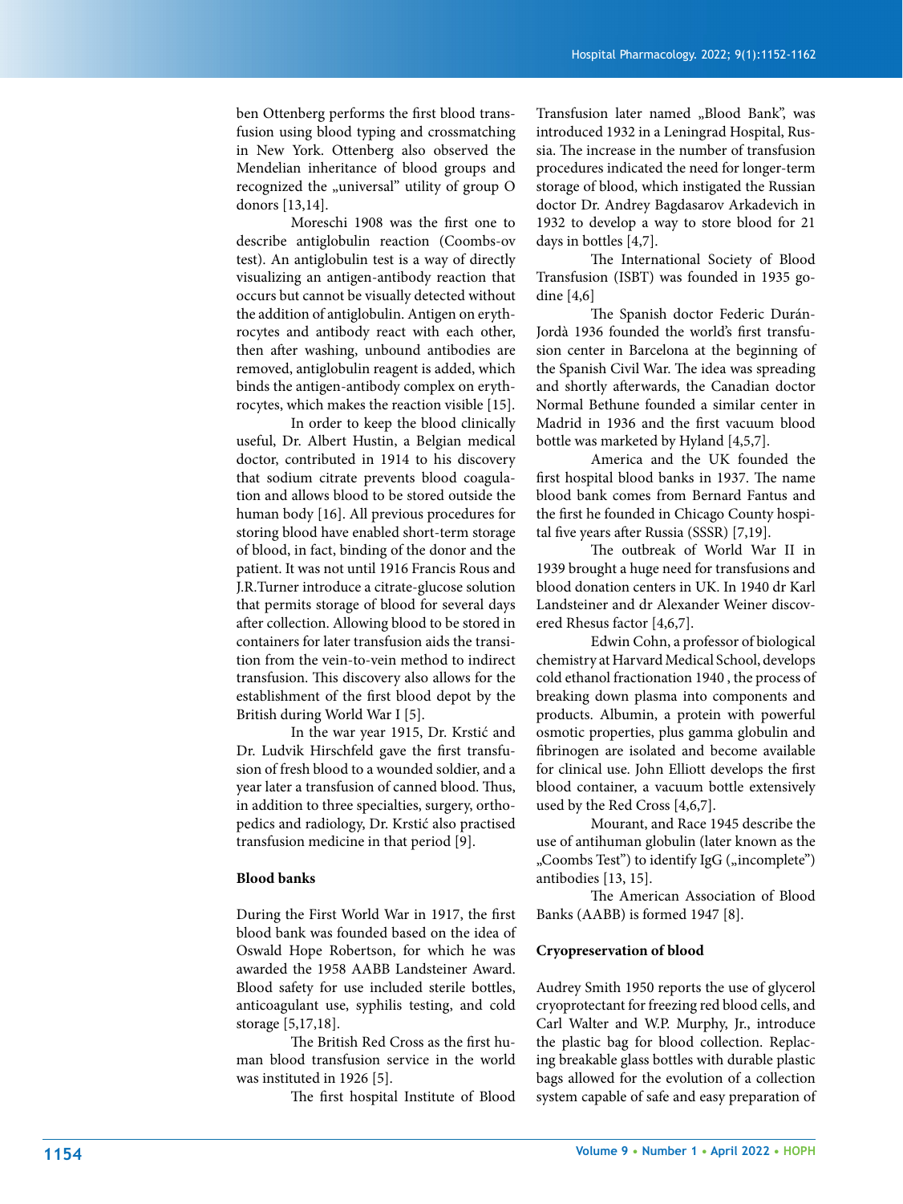ben Ottenberg performs the first blood transfusion using blood typing and crossmatching in New York. Ottenberg also observed the Mendelian inheritance of blood groups and recognized the „universal" utility of group O donors [13,14].

Moreschi 1908 was the first one to describe antiglobulin reaction (Coombs-ov test). An antiglobulin test is a way of directly visualizing an antigen-antibody reaction that occurs but cannot be visually detected without the addition of antiglobulin. Antigen on erythrocytes and antibody react with each other, then after washing, unbound antibodies are removed, antiglobulin reagent is added, which binds the antigen-antibody complex on erythrocytes, which makes the reaction visible [15].

In order to keep the blood clinically useful, Dr. Albert Hustin, a Belgian medical doctor, contributed in 1914 to his discovery that sodium citrate prevents blood coagulation and allows blood to be stored outside the human body [16]. All previous procedures for storing blood have enabled short-term storage of blood, in fact, binding of the donor and the patient. It was not until 1916 Francis Rous and J.R.Turner introduce a citrate-glucose solution that permits storage of blood for several days after collection. Allowing blood to be stored in containers for later transfusion aids the transition from the vein-to-vein method to indirect transfusion. This discovery also allows for the establishment of the first blood depot by the British during World War I [5].

In the war year 1915, Dr. Krstić and Dr. Ludvik Hirschfeld gave the first transfusion of fresh blood to a wounded soldier, and a year later a transfusion of canned blood. Thus, in addition to three specialties, surgery, orthopedics and radiology, Dr. Krstić also practised transfusion medicine in that period [9].

**Blood banks**

During the First World War in 1917, the first blood bank was founded based on the idea of Oswald Hope Robertson, for which he was awarded the 1958 AABB Landsteiner Award. Blood safety for use included sterile bottles, anticoagulant use, syphilis testing, and cold storage [5,17,18].

The British Red Cross as the first human blood transfusion service in the world was instituted in 1926 [5].

The first hospital Institute of Blood Transfusion later named „Blood Bank", was introduced 1932 in a Leningrad Hospital, Russia. The increase in the number of transfusion procedures indicated the need for longer-term storage of blood, which instigated the Russian doctor Dr. Andrey Bagdasarov Arkadevich in 1932 to develop a way to store blood for 21 days in bottles [4,7].

The International Society of Blood Transfusion (ISBT) was founded in 1935 godine [4,6]

The Spanish doctor Federic Durán-Jordà 1936 founded the world's first transfusion center in Barcelona at the beginning of the Spanish Civil War. The idea was spreading and shortly afterwards, the Canadian doctor Normal Bethune founded a similar center in Madrid in 1936 and the first vacuum blood bottle was marketed by Hyland [4,5,7].

America and the UK founded the first hospital blood banks in 1937. The name blood bank comes from Bernard Fantus and the first he founded in Chicago County hospital five years after Russia (SSSR) [7,19].

The outbreak of World War II in 1939 brought a huge need for transfusions and blood donation centers in UK. In 1940 dr Karl Landsteiner and dr Alexander Weiner discovered Rhesus factor [4,6,7].

Edwin Cohn, a professor of biological chemistry at Harvard Medical School, develops cold ethanol fractionation 1940 , the process of breaking down plasma into components and products. Albumin, a protein with powerful osmotic properties, plus gamma globulin and fibrinogen are isolated and become available for clinical use. John Elliott develops the first blood container, a vacuum bottle extensively used by the Red Cross [4,6,7].

Mourant, and Race 1945 describe the use of antihuman globulin (later known as the „Coombs Test") to identify IgG („incomplete") antibodies [13, 15].

The American Association of Blood Banks (AABB) is formed 1947 [8].

**Cryopreservation of blood**

Audrey Smith 1950 reports the use of glycerol cryoprotectant for freezing red blood cells, and Carl Walter and W.P. Murphy, Jr., introduce the plastic bag for blood collection. Replacing breakable glass bottles with durable plastic bags allowed for the evolution of a collection system capable of safe and easy preparation of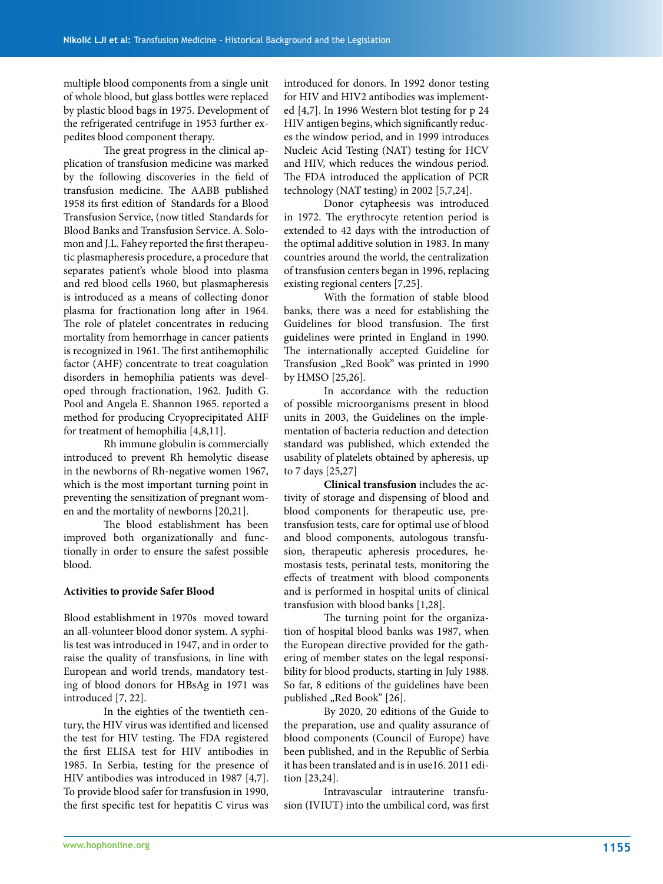multiple blood components from a single unit of whole blood, but glass bottles were replaced by plastic blood bags in 1975. Development of the refrigerated centrifuge in 1953 further expedites blood component therapy.

The great progress in the clinical application of transfusion medicine was marked by the following discoveries in the field of transfusion medicine. The AABB published 1958 its first edition of Standards for a Blood Transfusion Service, (now titled Standards for Blood Banks and Transfusion Service. A. Solomon and J.L. Fahey reported the first therapeutic plasmapheresis procedure, a procedure that separates patient's whole blood into plasma and red blood cells 1960, but plasmapheresis is introduced as a means of collecting donor plasma for fractionation long after in 1964. The role of platelet concentrates in reducing mortality from hemorrhage in cancer patients is recognized in 1961. The first antihemophilic factor (AHF) concentrate to treat coagulation disorders in hemophilia patients was developed through fractionation, 1962. Judith G. Pool and Angela E. Shannon 1965. reported a method for producing Cryoprecipitated AHF for treatment of hemophilia [4,8,11].

Rh immune globulin is commercially introduced to prevent Rh hemolytic disease in the newborns of Rh-negative women 1967, which is the most important turning point in preventing the sensitization of pregnant women and the mortality of newborns [20,21].

The blood establishment has been improved both organizationally and functionally in order to ensure the safest possible blood.

**Activities to provide Safer Blood**

Blood establishment in 1970s moved toward an all-volunteer blood donor system. A syphilis test was introduced in 1947, and in order to raise the quality of transfusions, in line with European and world trends, mandatory testing of blood donors for HBsAg in 1971 was introduced [7, 22].

In the eighties of the twentieth century, the HIV virus was identified and licensed the test for HIV testing. The FDA registered the first ELISA test for HIV antibodies in 1985. In Serbia, testing for the presence of HIV antibodies was introduced in 1987 [4,7]. To provide blood safer for transfusion in 1990, the first specific test for hepatitis C virus was introduced for donors. In 1992 donor testing for HIV and HIV2 antibodies was implemented [4,7]. In 1996 Western blot testing for p 24 HIV antigen begins, which significantly reduces the window period, and in 1999 introduces Nucleic Acid Testing (NAT) testing for HCV and HIV, which reduces the windous period. The FDA introduced the application of PCR technology (NAT testing) in 2002 [5,7,24].

Donor cytapheesis was introduced in 1972. The erythrocyte retention period is extended to 42 days with the introduction of the optimal additive solution in 1983. In many countries around the world, the centralization of transfusion centers began in 1996, replacing existing regional centers [7,25].

With the formation of stable blood banks, there was a need for establishing the Guidelines for blood transfusion. The first guidelines were printed in England in 1990. The internationally accepted Guideline for Transfusion „Red Book" was printed in 1990 by HMSO [25,26].

In accordance with the reduction of possible microorganisms present in blood units in 2003, the Guidelines on the implementation of bacteria reduction and detection standard was published, which extended the usability of platelets obtained by apheresis, up to 7 days [25,27]

**Clinical transfusion** includes the activity of storage and dispensing of blood and blood components for therapeutic use, pretransfusion tests, care for optimal use of blood and blood components, autologous transfusion, therapeutic apheresis procedures, hemostasis tests, perinatal tests, monitoring the effects of treatment with blood components and is performed in hospital units of clinical transfusion with blood banks [1,28].

The turning point for the organization of hospital blood banks was 1987, when the European directive provided for the gathering of member states on the legal responsibility for blood products, starting in July 1988. So far, 8 editions of the guidelines have been published „Red Book" [26].

By 2020, 20 editions of the Guide to the preparation, use and quality assurance of blood components (Council of Europe) have been published, and in the Republic of Serbia it has been translated and is in use16. 2011 edition [23,24].

Intravascular intrauterine transfusion (IVIUT) into the umbilical cord, was first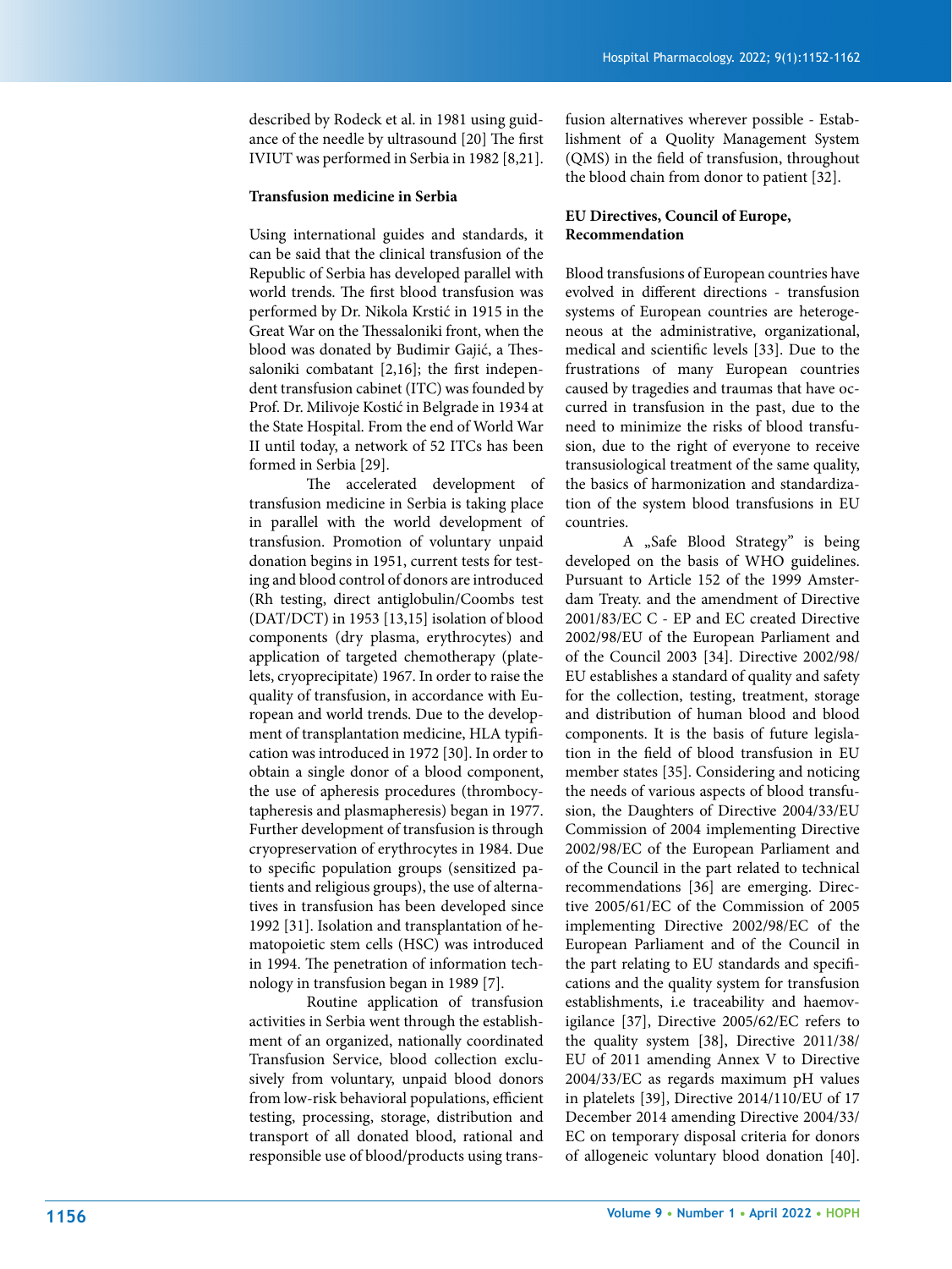described by Rodeck et al. in 1981 using guidance of the needle by ultrasound [20] The first IVIUT was performed in Serbia in 1982 [8,21].

**Transfusion medicine in Serbia**

Using international guides and standards, it can be said that the clinical transfusion of the Republic of Serbia has developed parallel with world trends. The first blood transfusion was performed by Dr. Nikola Krstić in 1915 in the Great War on the Thessaloniki front, when the blood was donated by Budimir Gajić, a Thessaloniki combatant [2,16]; the first independent transfusion cabinet (ITC) was founded by Prof. Dr. Milivoje Kostić in Belgrade in 1934 at the State Hospital. From the end of World War II until today, a network of 52 ITCs has been formed in Serbia [29].

The accelerated development of transfusion medicine in Serbia is taking place in parallel with the world development of transfusion. Promotion of voluntary unpaid donation begins in 1951, current tests for testing and blood control of donors are introduced (Rh testing, direct antiglobulin/Coombs test (DAT/DCT) in 1953 [13,15] isolation of blood components (dry plasma, erythrocytes) and application of targeted chemotherapy (platelets, cryoprecipitate) 1967. In order to raise the quality of transfusion, in accordance with European and world trends. Due to the development of transplantation medicine, HLA typification was introduced in 1972 [30]. In order to obtain a single donor of a blood component, the use of apheresis procedures (thrombocytapheresis and plasmapheresis) began in 1977. Further development of transfusion is through cryopreservation of erythrocytes in 1984. Due to specific population groups (sensitized patients and religious groups), the use of alternatives in transfusion has been developed since 1992 [31]. Isolation and transplantation of hematopoietic stem cells (HSC) was introduced in 1994. The penetration of information technology in transfusion began in 1989 [7].

Routine application of transfusion activities in Serbia went through the establishment of an organized, nationally coordinated Transfusion Service, blood collection exclusively from voluntary, unpaid blood donors from low-risk behavioral populations, efficient testing, processing, storage, distribution and transport of all donated blood, rational and responsible use of blood/products using transfusion alternatives wherever possible - Establishment of a Quolity Management System (QMS) in the field of transfusion, throughout the blood chain from donor to patient [32].

**EU Directives, Council of Europe, Recommendation**

Blood transfusions of European countries have evolved in different directions - transfusion systems of European countries are heterogeneous at the administrative, organizational, medical and scientific levels [33]. Due to the frustrations of many European countries caused by tragedies and traumas that have occurred in transfusion in the past, due to the need to minimize the risks of blood transfusion, due to the right of everyone to receive transusiological treatment of the same quality, the basics of harmonization and standardization of the system blood transfusions in EU countries.

A „Safe Blood Strategy" is being developed on the basis of WHO guidelines. Pursuant to Article 152 of the 1999 Amsterdam Treaty. and the amendment of Directive 2001/83/EC C - EP and EC created Directive 2002/98/EU of the European Parliament and of the Council 2003 [34]. Directive 2002/98/EU establishes a standard of quality and safety for the collection, testing, treatment, storage and distribution of human blood and blood components. It is the basis of future legislation in the field of blood transfusion in EU member states [35]. Considering and noticing the needs of various aspects of blood transfusion, the Daughters of Directive 2004/33/EU Commission of 2004 implementing Directive 2002/98/EC of the European Parliament and of the Council in the part related to technical recommendations [36] are emerging. Directive 2005/61/EC of the Commission of 2005 implementing Directive 2002/98/EC of the European Parliament and of the Council in the part relating to EU standards and specifications and the quality system for transfusion establishments, i.e traceability and haemovigilance [37], Directive 2005/62/EC refers to the quality system [38], Directive 2011/38/EU of 2011 amending Annex V to Directive 2004/33/EC as regards maximum pH values in platelets [39], Directive 2014/110/EU of 17 December 2014 amending Directive 2004/33/EC on temporary disposal criteria for donors of allogeneic voluntary blood donation [40].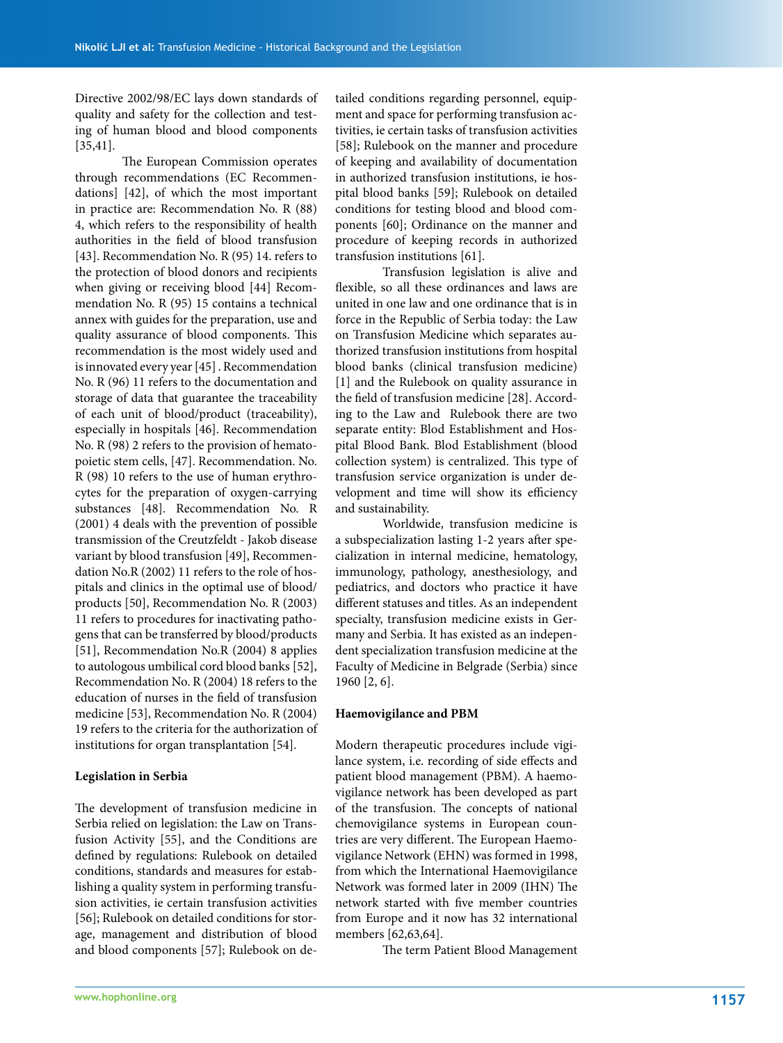Directive 2002/98/EC lays down standards of quality and safety for the collection and testing of human blood and blood components [35,41].

The European Commission operates through recommendations (EC Recommendations] [42], of which the most important in practice are: Recommendation No. R (88) 4, which refers to the responsibility of health authorities in the field of blood transfusion [43]. Recommendation No. R (95) 14. refers to the protection of blood donors and recipients when giving or receiving blood [44] Recommendation No. R (95) 15 contains a technical annex with guides for the preparation, use and quality assurance of blood components. This recommendation is the most widely used and is innovated every year [45] . Recommendation No. R (96) 11 refers to the documentation and storage of data that guarantee the traceability of each unit of blood/product (traceability), especially in hospitals [46]. Recommendation No. R (98) 2 refers to the provision of hematopoietic stem cells, [47]. Recommendation. No. R (98) 10 refers to the use of human erythrocytes for the preparation of oxygen-carrying substances [48]. Recommendation No. R (2001) 4 deals with the prevention of possible transmission of the Creutzfeldt - Jakob disease variant by blood transfusion [49], Recommendation No.R (2002) 11 refers to the role of hospitals and clinics in the optimal use of blood/products [50], Recommendation No. R (2003) 11 refers to procedures for inactivating pathogens that can be transferred by blood/products [51], Recommendation No.R (2004) 8 applies to autologous umbilical cord blood banks [52], Recommendation No. R (2004) 18 refers to the education of nurses in the field of transfusion medicine [53], Recommendation No. R (2004) 19 refers to the criteria for the authorization of institutions for organ transplantation [54].

**Legislation in Serbia**

The development of transfusion medicine in Serbia relied on legislation: the Law on Transfusion Activity [55], and the Conditions are defined by regulations: Rulebook on detailed conditions, standards and measures for establishing a quality system in performing transfusion activities, ie certain transfusion activities [56]; Rulebook on detailed conditions for storage, management and distribution of blood and blood components [57]; Rulebook on detailed conditions regarding personnel, equipment and space for performing transfusion activities, ie certain tasks of transfusion activities [58]; Rulebook on the manner and procedure of keeping and availability of documentation in authorized transfusion institutions, ie hospital blood banks [59]; Rulebook on detailed conditions for testing blood and blood components [60]; Ordinance on the manner and procedure of keeping records in authorized transfusion institutions [61].

Transfusion legislation is alive and flexible, so all these ordinances and laws are united in one law and one ordinance that is in force in the Republic of Serbia today: the Law on Transfusion Medicine which separates authorized transfusion institutions from hospital blood banks (clinical transfusion medicine) [1] and the Rulebook on quality assurance in the field of transfusion medicine [28]. According to the Law and Rulebook there are two separate entity: Blod Establishment and Hospital Blood Bank. Blod Establishment (blood collection system) is centralized. This type of transfusion service organization is under development and time will show its efficiency and sustainability.

Worldwide, transfusion medicine is a subspecialization lasting 1-2 years after specialization in internal medicine, hematology, immunology, pathology, anesthesiology, and pediatrics, and doctors who practice it have different statuses and titles. As an independent specialty, transfusion medicine exists in Germany and Serbia. It has existed as an independent specialization transfusion medicine at the Faculty of Medicine in Belgrade (Serbia) since 1960 [2, 6].

**Haemovigilance and PBM**

Modern therapeutic procedures include vigilance system, i.e. recording of side effects and patient blood management (PBM). A haemovigilance network has been developed as part of the transfusion. The concepts of national chemovigilance systems in European countries are very different. The European Haemovigilance Network (EHN) was formed in 1998, from which the International Haemovigilance Network was formed later in 2009 (IHN) The network started with five member countries from Europe and it now has 32 international members [62,63,64].

The term Patient Blood Management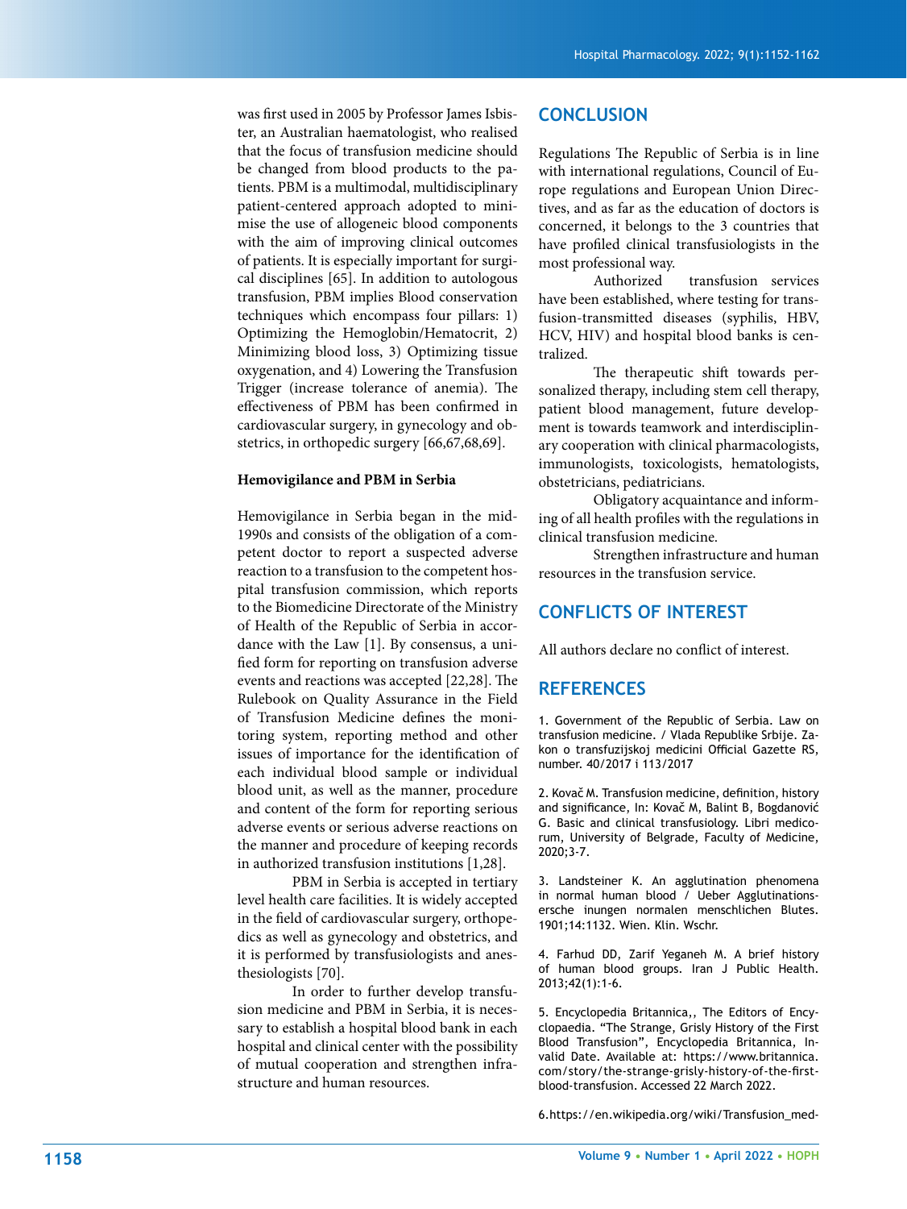was first used in 2005 by Professor James Isbister, an Australian haematologist, who realised that the focus of transfusion medicine should be changed from blood products to the patients. PBM is a multimodal, multidisciplinary patient-centered approach adopted to minimise the use of allogeneic blood components with the aim of improving clinical outcomes of patients. It is especially important for surgical disciplines [65]. In addition to autologous transfusion, PBM implies Blood conservation techniques which encompass four pillars: 1) Optimizing the Hemoglobin/Hematocrit, 2) Minimizing blood loss, 3) Optimizing tissue oxygenation, and 4) Lowering the Transfusion Trigger (increase tolerance of anemia). The effectiveness of PBM has been confirmed in cardiovascular surgery, in gynecology and obstetrics, in orthopedic surgery [66,67,68,69].

**Hemovigilance and PBM in Serbia**

Hemovigilance in Serbia began in the mid-1990s and consists of the obligation of a competent doctor to report a suspected adverse reaction to a transfusion to the competent hospital transfusion commission, which reports to the Biomedicine Directorate of the Ministry of Health of the Republic of Serbia in accordance with the Law [1]. By consensus, a unified form for reporting on transfusion adverse events and reactions was accepted [22,28]. The Rulebook on Quality Assurance in the Field of Transfusion Medicine defines the monitoring system, reporting method and other issues of importance for the identification of each individual blood sample or individual blood unit, as well as the manner, procedure and content of the form for reporting serious adverse events or serious adverse reactions on the manner and procedure of keeping records in authorized transfusion institutions [1,28].

PBM in Serbia is accepted in tertiary level health care facilities. It is widely accepted in the field of cardiovascular surgery, orthopedics as well as gynecology and obstetrics, and it is performed by transfusiologists and anesthesiologists [70].

In order to further develop transfusion medicine and PBM in Serbia, it is necessary to establish a hospital blood bank in each hospital and clinical center with the possibility of mutual cooperation and strengthen infrastructure and human resources.

## CONCLUSION

Regulations The Republic of Serbia is in line with international regulations, Council of Europe regulations and European Union Directives, and as far as the education of doctors is concerned, it belongs to the 3 countries that have profiled clinical transfusiologists in the most professional way.

Authorized transfusion services have been established, where testing for transfusion-transmitted diseases (syphilis, HBV, HCV, HIV) and hospital blood banks is centralized.

The therapeutic shift towards personalized therapy, including stem cell therapy, patient blood management, future development is towards teamwork and interdisciplinary cooperation with clinical pharmacologists, immunologists, toxicologists, hematologists, obstetricians, pediatricians.

Obligatory acquaintance and informing of all health profiles with the regulations in clinical transfusion medicine.

Strengthen infrastructure and human resources in the transfusion service.

## CONFLICTS OF INTEREST

All authors declare no conflict of interest.

## REFERENCES

1. Government of the Republic of Serbia. Law on transfusion medicine. / Vlada Republike Srbije. Zakon o transfuzijskoj medicini Official Gazette RS, number. 40/2017 i 113/2017

2. Kovač M. Transfusion medicine, definition, history and significance, In: Kovač M, Balint B, Bogdanović G. Basic and clinical transfusiology. Libri medicorum, University of Belgrade, Faculty of Medicine, 2020;3-7.

3. Landsteiner K. An agglutination phenomena in normal human blood / Ueber Agglutinationsersche inungen normalen menschlichen Blutes. 1901;14:1132. Wien. Klin. Wschr.

4. Farhud DD, Zarif Yeganeh M. A brief history of human blood groups. Iran J Public Health. 2013;42(1):1-6.

5. Encyclopedia Britannica,, The Editors of Encyclopaedia. "The Strange, Grisly History of the First Blood Transfusion", Encyclopedia Britannica, Invalid Date. Available at: https://www.britannica.com/story/the-strange-grisly-history-of-the-first-blood-transfusion. Accessed 22 March 2022.

6.https://en.wikipedia.org/wiki/Transfusion_med-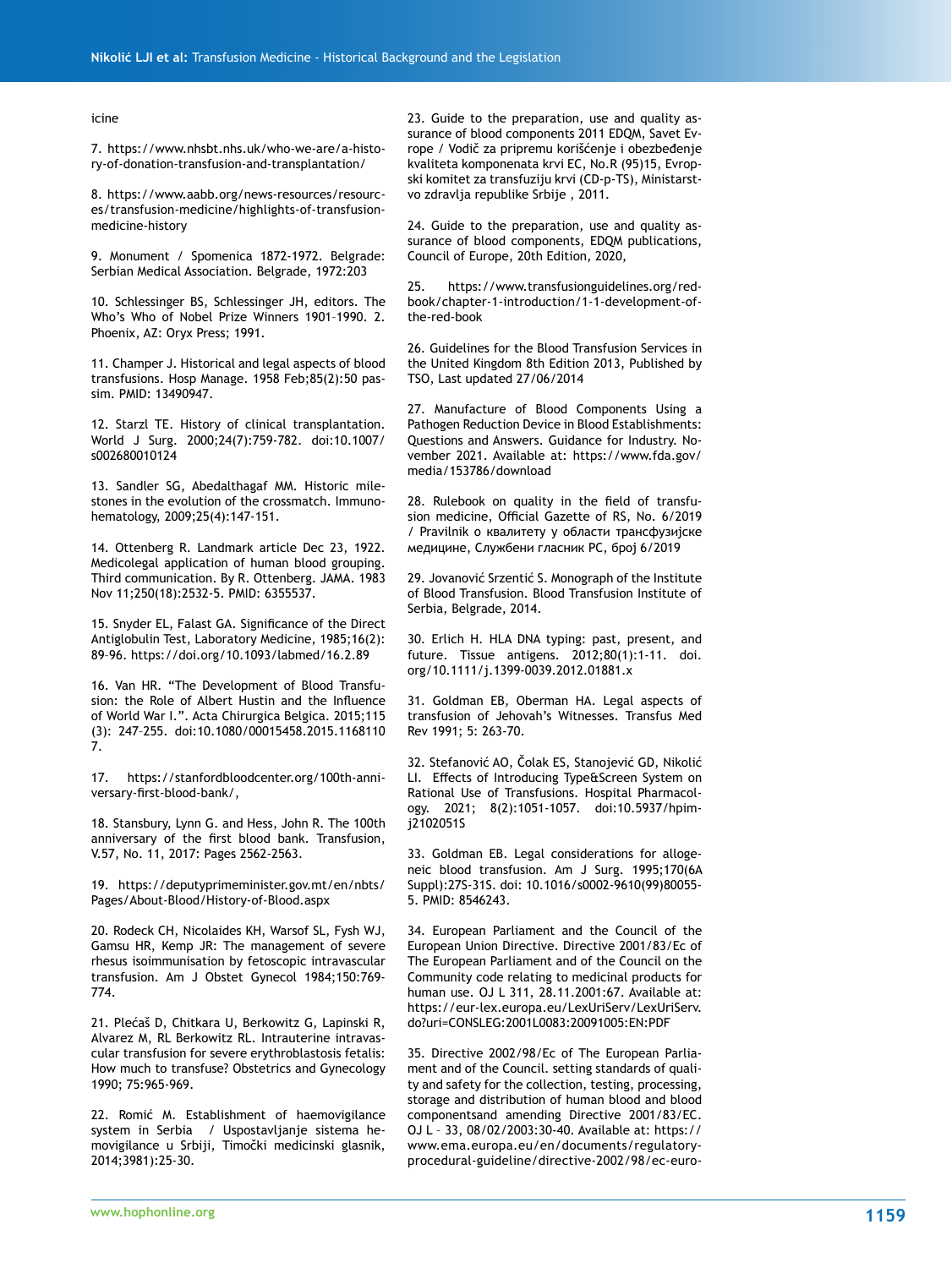icine

7. https://www.nhsbt.nhs.uk/who-we-are/a-history-of-donation-transfusion-and-transplantation/

8. https://www.aabb.org/news-resources/resources/transfusion-medicine/highlights-of-transfusion-medicine-history

9. Monument / Spomenica 1872-1972. Belgrade: Serbian Medical Association. Belgrade, 1972:203

10. Schlessinger BS, Schlessinger JH, editors. The Who's Who of Nobel Prize Winners 1901–1990. 2. Phoenix, AZ: Oryx Press; 1991.

11. Champer J. Historical and legal aspects of blood transfusions. Hosp Manage. 1958 Feb;85(2):50 passim. PMID: 13490947.

12. Starzl TE. History of clinical transplantation. World J Surg. 2000;24(7):759-782. doi:10.1007/s002680010124

13. Sandler SG, Abedalthagaf MM. Historic milestones in the evolution of the crossmatch. Immunohematology, 2009;25(4):147-151.

14. Ottenberg R. Landmark article Dec 23, 1922. Medicolegal application of human blood grouping. Third communication. By R. Ottenberg. JAMA. 1983 Nov 11;250(18):2532-5. PMID: 6355537.

15. Snyder EL, Falast GA. Significance of the Direct Antiglobulin Test, Laboratory Medicine, 1985;16(2): 89–96. https://doi.org/10.1093/labmed/16.2.89

16. Van HR. "The Development of Blood Transfusion: the Role of Albert Hustin and the Influence of World War I.". Acta Chirurgica Belgica. 2015;115 (3): 247–255. doi:10.1080/00015458.2015.11681107.

17. https://stanfordbloodcenter.org/100th-anniversary-first-blood-bank/,

18. Stansbury, Lynn G. and Hess, John R. The 100th anniversary of the first blood bank. Transfusion, V.57, No. 11, 2017: Pages 2562-2563.

19. https://deputyprimeminister.gov.mt/en/nbts/Pages/About-Blood/History-of-Blood.aspx

20. Rodeck CH, Nicolaides KH, Warsof SL, Fysh WJ, Gamsu HR, Kemp JR: The management of severe rhesus isoimmunisation by fetoscopic intravascular transfusion. Am J Obstet Gynecol 1984;150:769-774.

21. Plećaš D, Chitkara U, Berkowitz G, Lapinski R, Alvarez M, RL Berkowitz RL. Intrauterine intravascular transfusion for severe erythroblastosis fetalis: How much to transfuse? Obstetrics and Gynecology 1990; 75:965-969.

22. Romić M. Establishment of haemovigilance system in Serbia / Uspostavljanje sistema hemovigilance u Srbiji, Timočki medicinski glasnik, 2014;3981):25-30.

23. Guide to the preparation, use and quality assurance of blood components 2011 EDQM, Savet Evrope / Vodič za pripremu korišćenje i obezbeđenje kvaliteta komponenata krvi EC, No.R (95)15, Evropski komitet za transfuziju krvi (CD-p-TS), Ministarstvo zdravlja republike Srbije , 2011.

24. Guide to the preparation, use and quality assurance of blood components, EDQM publications, Council of Europe, 20th Edition, 2020,

25. https://www.transfusionguidelines.org/red-book/chapter-1-introduction/1-1-development-of-the-red-book

26. Guidelines for the Blood Transfusion Services in the United Kingdom 8th Edition 2013, Published by TSO, Last updated 27/06/2014

27. Manufacture of Blood Components Using a Pathogen Reduction Device in Blood Establishments: Questions and Answers. Guidance for Industry. November 2021. Available at: https://www.fda.gov/media/153786/download

28. Rulebook on quality in the field of transfusion medicine, Official Gazette of RS, No. 6/2019 / Правилник о квалитету у области трансфузијске медицине, Службени гласник РС, број 6/2019

29. Jovanović Srzentić S. Monograph of the Institute of Blood Transfusion. Blood Transfusion Institute of Serbia, Belgrade, 2014.

30. Erlich H. HLA DNA typing: past, present, and future. Tissue antigens. 2012;80(1):1-11. doi.org/10.1111/j.1399-0039.2012.01881.x

31. Goldman EB, Oberman HA. Legal aspects of transfusion of Jehovah's Witnesses. Transfus Med Rev 1991; 5: 263-70.

32. Stefanović AO, Čolak ES, Stanojević GD, Nikolić LI. Effects of Introducing Type&Screen System on Rational Use of Transfusions. Hospital Pharmacology. 2021; 8(2):1051-1057. doi:10.5937/hpimj2102051S

33. Goldman EB. Legal considerations for allogeneic blood transfusion. Am J Surg. 1995;170(6A Suppl):27S-31S. doi: 10.1016/s0002-9610(99)80055-5. PMID: 8546243.

34. European Parliament and the Council of the European Union Directive. Directive 2001/83/Ec of The European Parliament and of the Council on the Community code relating to medicinal products for human use. OJ L 311, 28.11.2001:67. Available at: https://eur-lex.europa.eu/LexUriServ/LexUriServ.do?uri=CONSLEG:2001L0083:20091005:EN:PDF

35. Directive 2002/98/Ec of The European Parliament and of the Council. setting standards of quality and safety for the collection, testing, processing, storage and distribution of human blood and blood componentsand amending Directive 2001/83/EC. OJ L – 33, 08/02/2003:30-40. Available at: https://www.ema.europa.eu/en/documents/regulatory-procedural-guideline/directive-2002/98/ec-euro-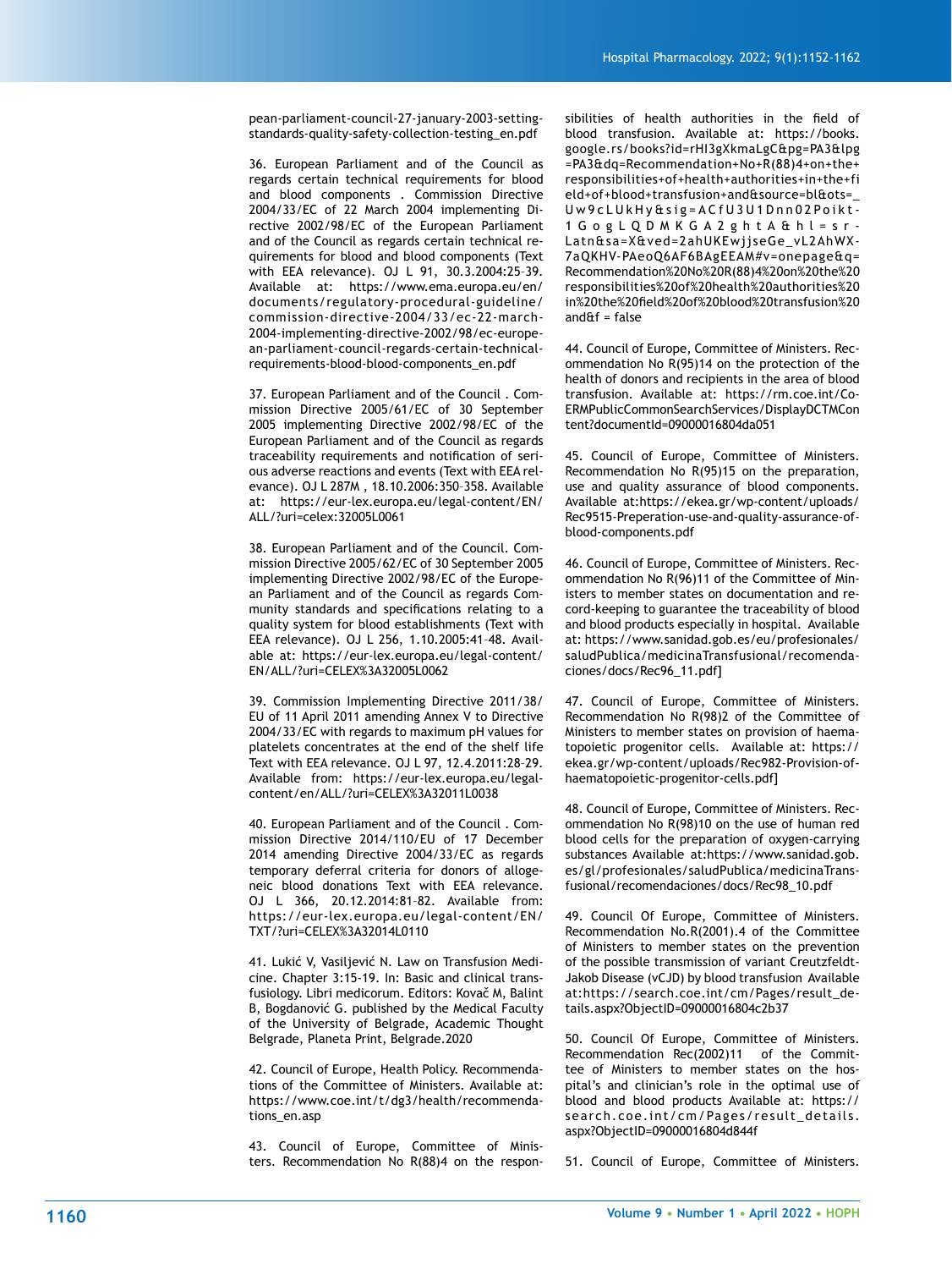pean-parliament-council-27-january-2003-setting-standards-quality-safety-collection-testing_en.pdf

36. European Parliament and of the Council as regards certain technical requirements for blood and blood components . Commission Directive 2004/33/EC of 22 March 2004 implementing Directive 2002/98/EC of the European Parliament and of the Council as regards certain technical requirements for blood and blood components (Text with EEA relevance). OJ L 91, 30.3.2004:25–39. Available at: https://www.ema.europa.eu/en/documents/regulatory-procedural-guideline/commission-directive-2004/33/ec-22-march-2004-implementing-directive-2002/98/ec-european-parliament-council-regards-certain-technical-requirements-blood-blood-components_en.pdf

37. European Parliament and of the Council . Commission Directive 2005/61/EC of 30 September 2005 implementing Directive 2002/98/EC of the European Parliament and of the Council as regards traceability requirements and notification of serious adverse reactions and events (Text with EEA relevance). OJ L 287M , 18.10.2006:350–358. Available at: https://eur-lex.europa.eu/legal-content/EN/ALL/?uri=celex:32005L0061

38. European Parliament and of the Council. Commission Directive 2005/62/EC of 30 September 2005 implementing Directive 2002/98/EC of the European Parliament and of the Council as regards Community standards and specifications relating to a quality system for blood establishments (Text with EEA relevance). OJ L 256, 1.10.2005:41–48. Available at: https://eur-lex.europa.eu/legal-content/EN/ALL/?uri=CELEX%3A32005L0062

39. Commission Implementing Directive 2011/38/EU of 11 April 2011 amending Annex V to Directive 2004/33/EC with regards to maximum pH values for platelets concentrates at the end of the shelf life Text with EEA relevance. OJ L 97, 12.4.2011:28–29. Available from: https://eur-lex.europa.eu/legal-content/en/ALL/?uri=CELEX%3A32011L0038

40. European Parliament and of the Council . Commission Directive 2014/110/EU of 17 December 2014 amending Directive 2004/33/EC as regards temporary deferral criteria for donors of allogeneic blood donations Text with EEA relevance. OJ L 366, 20.12.2014:81–82. Available from: https://eur-lex.europa.eu/legal-content/EN/TXT/?uri=CELEX%3A32014L0110

41. Lukić V, Vasiljević N. Law on Transfusion Medicine. Chapter 3:15-19. In: Basic and clinical transfusiology. Libri medicorum. Editors: Kovač M, Balint B, Bogdanović G. published by the Medical Faculty of the University of Belgrade, Academic Thought Belgrade, Planeta Print, Belgrade.2020

42. Council of Europe, Health Policy. Recommendations of the Committee of Ministers. Available at: https://www.coe.int/t/dg3/health/recommendations_en.asp

43. Council of Europe, Committee of Ministers. Recommendation No R(88)4 on the responsibilities of health authorities in the field of blood transfusion. Available at: https://books.google.rs/books?id=rHI3gXkmaLgC&pg=PA3&lpg=PA3&dq=Recommendation+No+R(88)4+on+the+responsibilities+of+health+authorities+in+the+field+of+blood+transfusion+and&source=bl&ots=_Uw9cLUkHy&sig=ACfU3U1Dnn02Poikt-1GogLQDMKGA2ghtA&hl=sr-Latn&sa=X&ved=2ahUKEwjjseGe_vL2AhWX-7aQKHV-PAeoQ6AF6BAgEEAM#v=onepage&q=Recommendation%20No%20R(88)4%20on%20the%20responsibilities%20of%20health%20authorities%20in%20the%20field%20of%20blood%20transfusion%20and&f = false

44. Council of Europe, Committee of Ministers. Recommendation No R(95)14 on the protection of the health of donors and recipients in the area of blood transfusion. Available at: https://rm.coe.int/CoERMPublicCommonSearchServices/DisplayDCTMContent?documentId=09000016804da051

45. Council of Europe, Committee of Ministers. Recommendation No R(95)15 on the preparation, use and quality assurance of blood components. Available at:https://ekea.gr/wp-content/uploads/Rec9515-Preperation-use-and-quality-assurance-of-blood-components.pdf

46. Council of Europe, Committee of Ministers. Recommendation No R(96)11 of the Committee of Ministers to member states on documentation and record-keeping to guarantee the traceability of blood and blood products especially in hospital. Available at: https://www.sanidad.gob.es/eu/profesionales/saludPublica/medicinaTransfusional/recomendaciones/docs/Rec96_11.pdf]

47. Council of Europe, Committee of Ministers. Recommendation No R(98)2 of the Committee of Ministers to member states on provision of haematopoietic progenitor cells. Available at: https://ekea.gr/wp-content/uploads/Rec982-Provision-of-haematopoietic-progenitor-cells.pdf]

48. Council of Europe, Committee of Ministers. Recommendation No R(98)10 on the use of human red blood cells for the preparation of oxygen-carrying substances Available at:https://www.sanidad.gob.es/gl/profesionales/saludPublica/medicinaTransfusional/recomendaciones/docs/Rec98_10.pdf

49. Council Of Europe, Committee of Ministers. Recommendation No.R(2001).4 of the Committee of Ministers to member states on the prevention of the possible transmission of variant Creutzfeldt-Jakob Disease (vCJD) by blood transfusion Available at:https://search.coe.int/cm/Pages/result_details.aspx?ObjectID=09000016804c2b37

50. Council Of Europe, Committee of Ministers. Recommendation Rec(2002)11 of the Committee of Ministers to member states on the hospital's and clinician's role in the optimal use of blood and blood products Available at: https://search.coe.int/cm/Pages/result_details.aspx?ObjectID=09000016804d844f

51. Council of Europe, Committee of Ministers.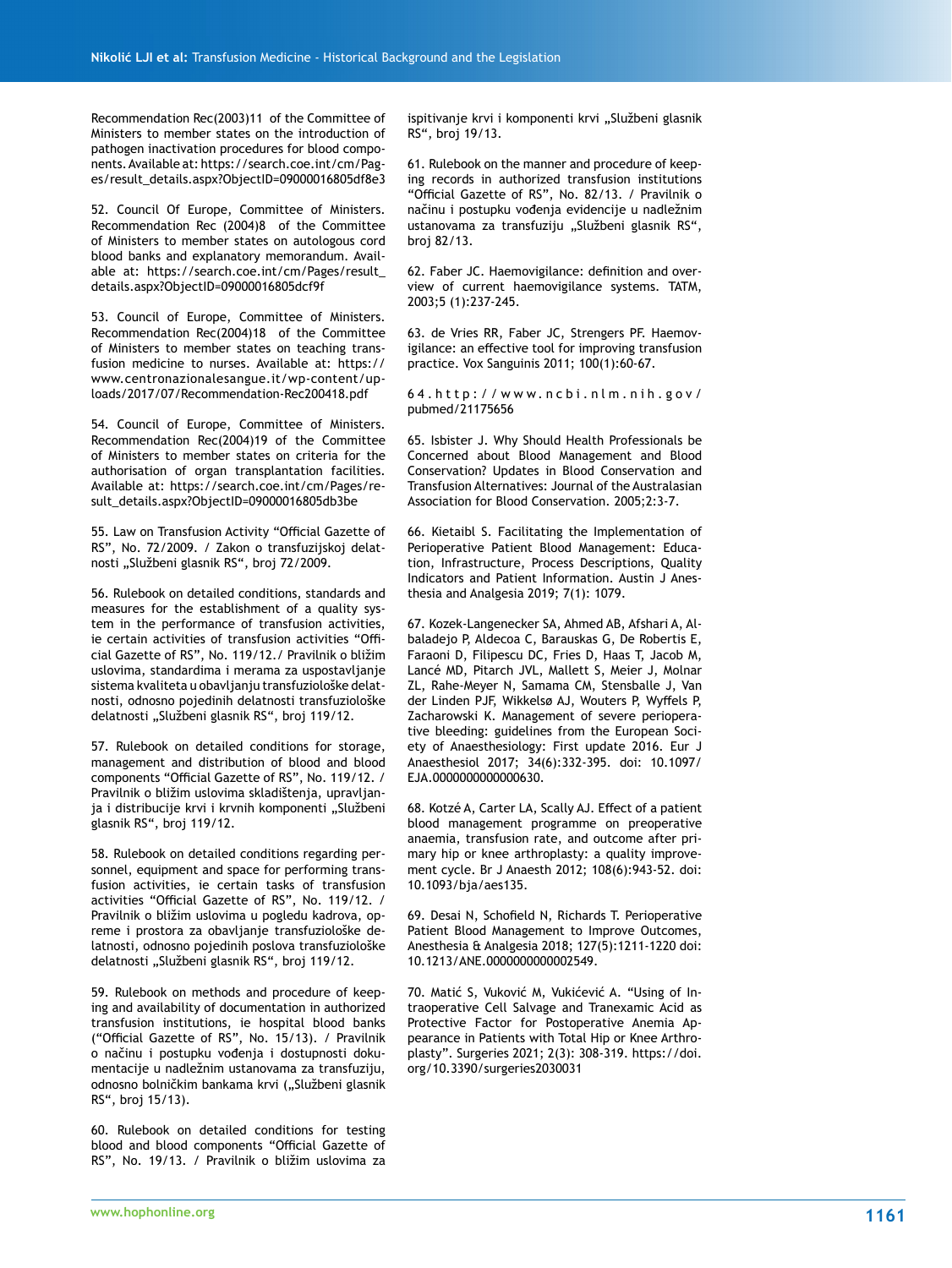Recommendation Rec(2003)11 of the Committee of Ministers to member states on the introduction of pathogen inactivation procedures for blood components. Available at: https://search.coe.int/cm/Pages/result_details.aspx?ObjectID=09000016805df8e3

52. Council Of Europe, Committee of Ministers. Recommendation Rec (2004)8 of the Committee of Ministers to member states on autologous cord blood banks and explanatory memorandum. Available at: https://search.coe.int/cm/Pages/result_details.aspx?ObjectID=09000016805dcf9f

53. Council of Europe, Committee of Ministers. Recommendation Rec(2004)18 of the Committee of Ministers to member states on teaching transfusion medicine to nurses. Available at: https://www.centronazionalesangue.it/wp-content/uploads/2017/07/Recommendation-Rec200418.pdf

54. Council of Europe, Committee of Ministers. Recommendation Rec(2004)19 of the Committee of Ministers to member states on criteria for the authorisation of organ transplantation facilities. Available at: https://search.coe.int/cm/Pages/result_details.aspx?ObjectID=09000016805db3be

55. Law on Transfusion Activity "Official Gazette of RS", No. 72/2009. / Zakon o transfuzijskoj delatnosti „Službeni glasnik RS", broj 72/2009.

56. Rulebook on detailed conditions, standards and measures for the establishment of a quality system in the performance of transfusion activities, ie certain activities of transfusion activities "Official Gazette of RS", No. 119/12./ Pravilnik o bližim uslovima, standardima i merama za uspostavljanje sistema kvaliteta u obavljanju transfuziološke delatnosti, odnosno pojedinih delatnosti transfuziološke delatnosti „Službeni glasnik RS", broj 119/12.

57. Rulebook on detailed conditions for storage, management and distribution of blood and blood components "Official Gazette of RS", No. 119/12. / Pravilnik o bližim uslovima skladištenja, upravljanja i distribucije krvi i krvnih komponenti „Službeni glasnik RS", broj 119/12.

58. Rulebook on detailed conditions regarding personnel, equipment and space for performing transfusion activities, ie certain tasks of transfusion activities "Official Gazette of RS", No. 119/12. / Pravilnik o bližim uslovima u pogledu kadrova, opreme i prostora za obavljanje transfuziološke delatnosti, odnosno pojedinih poslova transfuziološke delatnosti „Službeni glasnik RS", broj 119/12.

59. Rulebook on methods and procedure of keeping and availability of documentation in authorized transfusion institutions, ie hospital blood banks ("Official Gazette of RS", No. 15/13). / Pravilnik o načinu i postupku vođenja i dostupnosti dokumentacije u nadležnim ustanovama za transfuziju, odnosno bolničkim bankama krvi („Službeni glasnik RS", broj 15/13).

60. Rulebook on detailed conditions for testing blood and blood components "Official Gazette of RS", No. 19/13. / Pravilnik o bližim uslovima za ispitivanje krvi i komponenti krvi „Službeni glasnik RS", broj 19/13.

61. Rulebook on the manner and procedure of keeping records in authorized transfusion institutions "Official Gazette of RS", No. 82/13. / Pravilnik o načinu i postupku vođenja evidencije u nadležnim ustanovama za transfuziju „Službeni glasnik RS", broj 82/13.

62. Faber JC. Haemovigilance: definition and overview of current haemovigilance systems. TATM, 2003;5 (1):237-245.

63. de Vries RR, Faber JC, Strengers PF. Haemovigilance: an effective tool for improving transfusion practice. Vox Sanguinis 2011; 100(1):60-67.

64. http://www.ncbi.nlm.nih.gov/pubmed/21175656

65. Isbister J. Why Should Health Professionals be Concerned about Blood Management and Blood Conservation? Updates in Blood Conservation and Transfusion Alternatives: Journal of the Australasian Association for Blood Conservation. 2005;2:3-7.

66. Kietaibl S. Facilitating the Implementation of Perioperative Patient Blood Management: Education, Infrastructure, Process Descriptions, Quality Indicators and Patient Information. Austin J Anesthesia and Analgesia 2019; 7(1): 1079.

67. Kozek-Langenecker SA, Ahmed AB, Afshari A, Albaladejo P, Aldecoa C, Barauskas G, De Robertis E, Faraoni D, Filipescu DC, Fries D, Haas T, Jacob M, Lancé MD, Pitarch JVL, Mallett S, Meier J, Molnar ZL, Rahe-Meyer N, Samama CM, Stensballe J, Van der Linden PJF, Wikkelsø AJ, Wouters P, Wyffels P, Zacharowski K. Management of severe perioperative bleeding: guidelines from the European Society of Anaesthesiology: First update 2016. Eur J Anaesthesiol 2017; 34(6):332-395. doi: 10.1097/EJA.0000000000000630.

68. Kotzé A, Carter LA, Scally AJ. Effect of a patient blood management programme on preoperative anaemia, transfusion rate, and outcome after primary hip or knee arthroplasty: a quality improvement cycle. Br J Anaesth 2012; 108(6):943-52. doi: 10.1093/bja/aes135.

69. Desai N, Schofield N, Richards T. Perioperative Patient Blood Management to Improve Outcomes, Anesthesia & Analgesia 2018; 127(5):1211-1220 doi: 10.1213/ANE.0000000000002549.

70. Matić S, Vuković M, Vukićević A. "Using of Intraoperative Cell Salvage and Tranexamic Acid as Protective Factor for Postoperative Anemia Appearance in Patients with Total Hip or Knee Arthroplasty". Surgeries 2021; 2(3): 308-319. https://doi.org/10.3390/surgeries2030031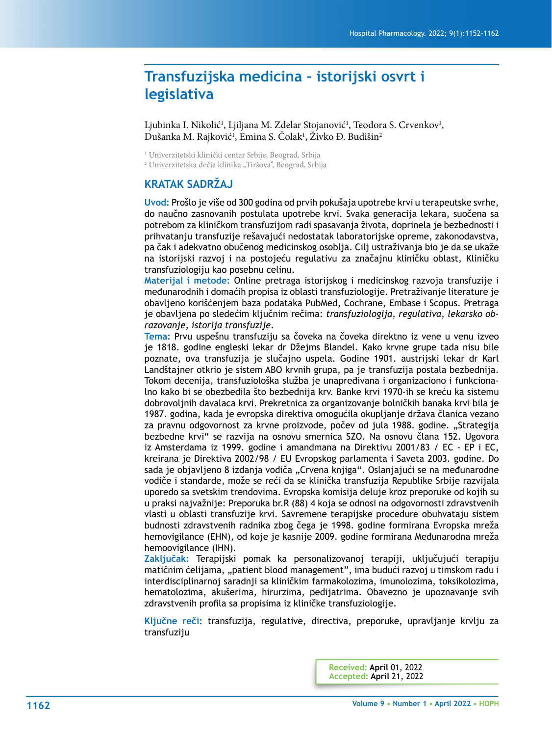# Transfuzijska medicina – istorijski osvrt i legislativa

Ljubinka I. Nikolić[1], Ljiljana M. Zdelar Stojanović[1], Teodora S. Crvenkov[1], Dušanka M. Rajković[1], Emina S. Čolak[1], Živko Đ. Budišin[2]

[1] Univerzitetski klinički centar Srbije, Beograd, Srbija
[2] Univerzitetska dečja klinika „Tiršova", Beograd, Srbija

## KRATAK SADRŽAJ

**Uvod:** Prošlo je više od 300 godina od prvih pokušaja upotrebe krvi u terapeutske svrhe, do naučno zasnovanih postulata upotrebe krvi. Svaka generacija lekara, suočena sa potrebom za kliničkom transfuzijom radi spasavanja života, doprinela je bezbednosti i prihvatanju transfuzije rešavajući nedostatak laboratorijske opreme, zakonodavstva, pa čak i adekvatno obučenog medicinskog osoblja. Cilj ustraživanja bio je da se ukaže na istorijski razvoj i na postojeću regulativu za značajnu kliničku oblast, Kliničku transfuziologiju kao posebnu celinu.

**Materijal i metode:** Online pretraga istorijskog i medicinskog razvoja transfuzije i međunarodnih i domaćih propisa iz oblasti transfuziologije. Pretraživanje literature je obavljeno korišćenjem baza podataka PubMed, Cochrane, Embase i Scopus. Pretraga je obavljena po sledećim ključnim rečima: *transfuziologija, regulativa, lekarsko obrazovanje, istorija transfuzije*.

**Tema:** Prvu uspešnu transfuziju sa čoveka na čoveka direktno iz vene u venu izveo je 1818. godine engleski lekar dr Džejms Blandel. Kako krvne grupe tada nisu bile poznate, ova transfuzija je slučajno uspela. Godine 1901. austrijski lekar dr Karl Landštajner otkrio je sistem ABO krvnih grupa, pa je transfuzija postala bezbednija. Tokom decenija, transfuziološka služba je unapređivana i organizaciono i funkcionalno kako bi se obezbedila što bezbednija krv. Banke krvi 1970-ih se kreću ka sistemu dobrovoljnih davalaca krvi. Prekretnica za organizovanje bolničkih banaka krvi bila je 1987. godina, kada je evropska direktiva omogućila okupljanje država članica vezano za pravnu odgovornost za krvne proizvode, počev od jula 1988. godine. „Strategija bezbedne krvi" se razvija na osnovu smernica SZO. Na osnovu člana 152. Ugovora iz Amsterdama iz 1999. godine i amandmana na Direktivu 2001/83 / EC - EP i EC, kreirana je Direktiva 2002/98 / EU Evropskog parlamenta i Saveta 2003. godine. Do sada je objavljeno 8 izdanja vodiča „Crvena knjiga". Oslanjajući se na međunarodne vodiče i standarde, može se reći da se klinička transfuzija Republike Srbije razvijala uporedo sa svetskim trendovima. Evropska komisija deluje kroz preporuke od kojih su u praksi najvažnije: Preporuka br.R (88) 4 koja se odnosi na odgovornosti zdravstvenih vlasti u oblasti transfuzije krvi. Savremene terapijske procedure obuhvataju sistem budnosti zdravstvenih radnika zbog čega je 1998. godine formirana Evropska mreža hemovigilance (EHN), od koje je kasnije 2009. godine formirana Međunarodna mreža hemoovigilance (IHN).

**Zaključak:** Terapijski pomak ka personalizovanoj terapiji, uključujući terapiju matičnim ćelijama, „patient blood management", ima budući razvoj u timskom radu i interdisciplinarnoj saradnji sa kliničkim farmakolozima, imunolozima, toksikolozima, hematolozima, akušerima, hirurzima, pedijatrima. Obavezno je upoznavanje svih zdravstvenih profila sa propisima iz kliničke transfuziologije.

**Ključne reči:** transfuzija, regulative, directiva, preporuke, upravljanje krvlju za transfuziju

**Received:** April 01, 2022
**Accepted:** April 21, 2022